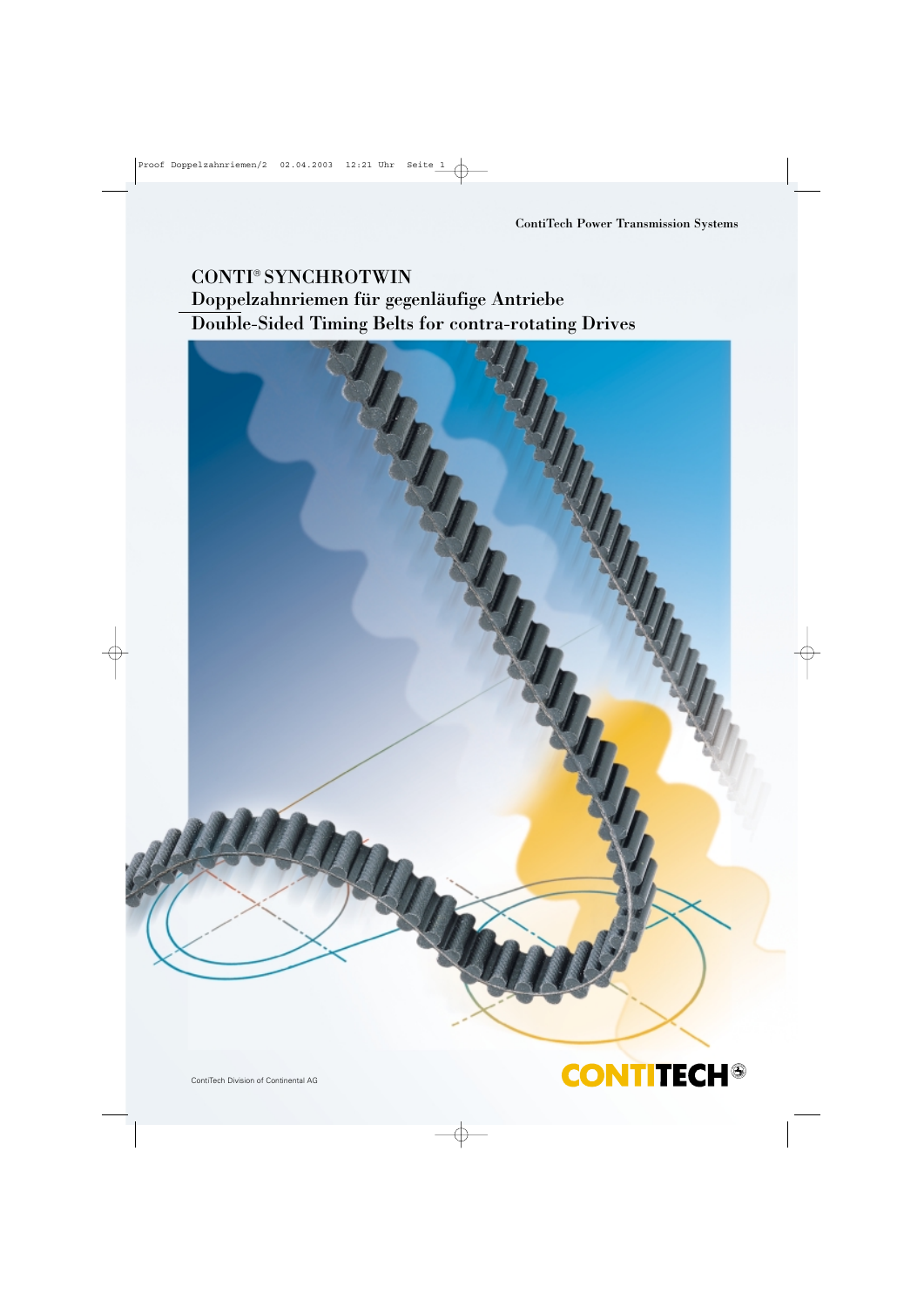ContiTech Power Transmission Systems

# CONTI® SYNCHROTWIN

## Doppelzahnriemen für gegenläufige Antriebe

## Double-Sided Timing Belts for contra-rotating Drives

ContiTech Division of Continental AG

CONTITECH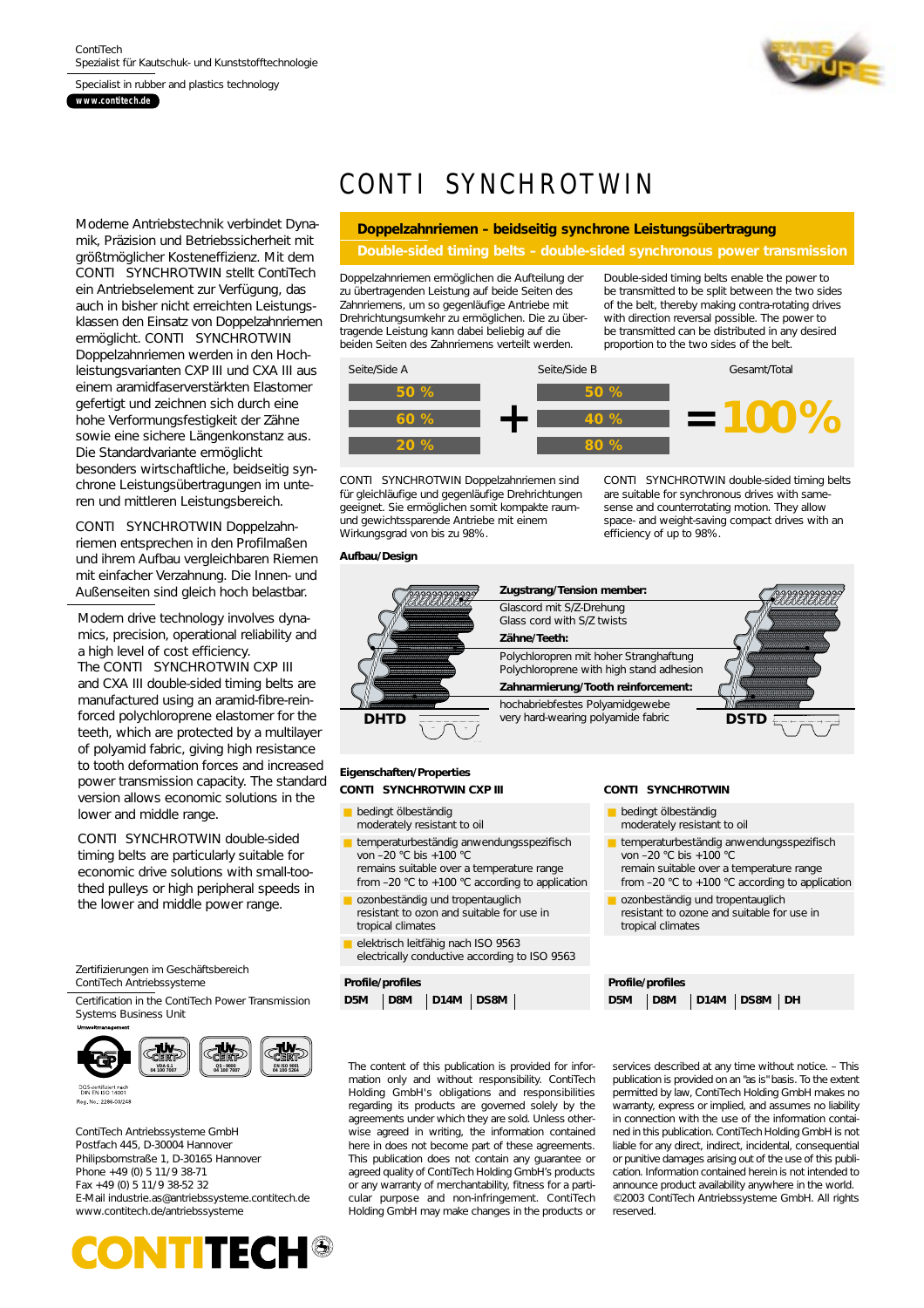ContiTech
Spezialist für Kautschuk- und Kunststofftechnologie

Specialist in rubber and plastics technology

www.contitech.de

# CONTI SYNCHROTWIN

Moderne Antriebstechnik verbindet Dynamik, Präzision und Betriebssicherheit mit größtmöglicher Kosteneffizienz. Mit dem CONTI SYNCHROTWIN stellt ContiTech ein Antriebselement zur Verfügung, das auch in bisher nicht erreichten Leistungsklassen den Einsatz von Doppelzahnriemen ermöglicht. CONTI SYNCHROTWIN Doppelzahnriemen werden in den Hochleistungsvarianten CXP III und CXA III aus einem aramidfaserverstärkten Elastomer gefertigt und zeichnen sich durch eine hohe Verformungsfestigkeit der Zähne sowie eine sichere Längenkonstanz aus. Die Standardvariante ermöglicht besonders wirtschaftliche, beidseitig synchrone Leistungsübertragungen im unteren und mittleren Leistungsbereich.

CONTI SYNCHROTWIN Doppelzahnriemen entsprechen in den Profilmaßen und ihrem Aufbau vergleichbaren Riemen mit einfacher Verzahnung. Die Innen- und Außenseiten sind gleich hoch belastbar.

Modern drive technology involves dynamics, precision, operational reliability and a high level of cost efficiency.
The CONTI SYNCHROTWIN CXP III and CXA III double-sided timing belts are manufactured using an aramid-fibre-reinforced polychloroprene elastomer for the teeth, which are protected by a multilayer of polyamid fabric, giving high resistance to tooth deformation forces and increased power transmission capacity. The standard version allows economic solutions in the lower and middle range.

CONTI SYNCHROTWIN double-sided timing belts are particularly suitable for economic drive solutions with small-toothed pulleys or high peripheral speeds in the lower and middle power range.

## Doppelzahnriemen – beidseitig synchrone Leistungsübertragung
## Double-sided timing belts – double-sided synchronous power transmission

Doppelzahnriemen ermöglichen die Aufteilung der zu übertragenden Leistung auf beide Seiten des Zahnriemens, um so gegenläufige Antriebe mit Drehrichtungsumkehr zu ermöglichen. Die zu übertragende Leistung kann dabei beliebig auf die beiden Seiten des Zahnriemens verteilt werden.

Double-sided timing belts enable the power to be transmitted to be split between the two sides of the belt, thereby making contra-rotating drives with direction reversal possible. The power to be transmitted can be distributed in any desired proportion to the two sides of the belt.

| Seite/Side A | | Seite/Side B | | Gesamt/Total |
|---|---|---|---|---|
| 50 % | + | 50 % | = | 100% |
| 60 % | + | 40 % | = | 100% |
| 20 % | + | 80 % | = | 100% |

CONTI SYNCHROTWIN Doppelzahnriemen sind für gleichläufige und gegenläufige Drehrichtungen geeignet. Sie ermöglichen somit kompakte raum- und gewichtssparende Antriebe mit einem Wirkungsgrad von bis zu 98%.

CONTI SYNCHROTWIN double-sided timing belts are suitable for synchronous drives with same-sense and counterrotating motion. They allow space- and weight-saving compact drives with an efficiency of up to 98%.

### Aufbau/Design

**Zugstrang/Tension member:**
Glascord mit S/Z-Drehung
Glass cord with S/Z twists

**Zähne/Teeth:**
Polychloropren mit hoher Stranghaftung
Polychloroprene with high stand adhesion

**Zahnarmierung/Tooth reinforcement:**
hochabriebfestes Polyamidgewebe
very hard-wearing polyamide fabric

DHTD

DSTD

### Eigenschaften/Properties

**CONTI SYNCHROTWIN CXP III**

- bedingt ölbeständig
  moderately resistant to oil
- temperaturbeständig anwendungsspezifisch von –20 °C bis +100 °C
  remains suitable over a temperature range from –20 °C to +100 °C according to application
- ozonbeständig und tropentauglich
  resistant to ozon and suitable for use in tropical climates
- elektrisch leitfähig nach ISO 9563
  electrically conductive according to ISO 9563

**Profile/profiles**

| D5M | D8M | D14M | DS8M |
|---|---|---|---|

**CONTI SYNCHROTWIN**

- bedingt ölbeständig
  moderately resistant to oil
- temperaturbeständig anwendungsspezifisch von –20 °C bis +100 °C
  remain suitable over a temperature range from –20 °C to +100 °C according to application
- ozonbeständig und tropentauglich
  resistant to ozone and suitable for use in tropical climates

**Profile/profiles**

| D5M | D8M | D14M | DS8M | DH |
|---|---|---|---|---|

Zertifizierungen im Geschäftsbereich ContiTech Antriebssysteme

Certification in the ContiTech Power Transmission Systems Business Unit

Umweltmanagement

DQS-zertifiziert nach DIN EN ISO 14001
Reg. No. 2286-03/249

TÜV CERT VDA 6.1 04 100 7007
TÜV CERT QS-9000 04 100 7007
TÜV CERT EN ISO 9001 04 100 5266

ContiTech Antriebssysteme GmbH
Postfach 445, D-30004 Hannover
Philipsbornstraße 1, D-30165 Hannover
Phone +49 (0) 5 11/9 38-71
Fax +49 (0) 5 11/9 38-52 32
E-Mail industrie.as@antriebssysteme.contitech.de
www.contitech.de/antriebssysteme

CONTITECH

The content of this publication is provided for information only and without responsibility. ContiTech Holding GmbH's obligations and responsibilities regarding its products are governed solely by the agreements under which they are sold. Unless otherwise agreed in writing, the information contained here in does not become part of these agreements. This publication does not contain any guarantee or agreed quality of ContiTech Holding GmbH's products or any warranty of merchantability, fitness for a particular purpose and non-infringement. ContiTech Holding GmbH may make changes in the products or services described at any time without notice. – This publication is provided on an "as is" basis. To the extent permitted by law, ContiTech Holding GmbH makes no warranty, express or implied, and assumes no liability in connection with the use of the information contained in this publication. ContiTech Holding GmbH is not liable for any direct, indirect, incidental, consequential or punitive damages arising out of the use of this publication. Information contained herein is not intended to announce product availability anywhere in the world.
©2003 ContiTech Antriebssysteme GmbH. All rights reserved.